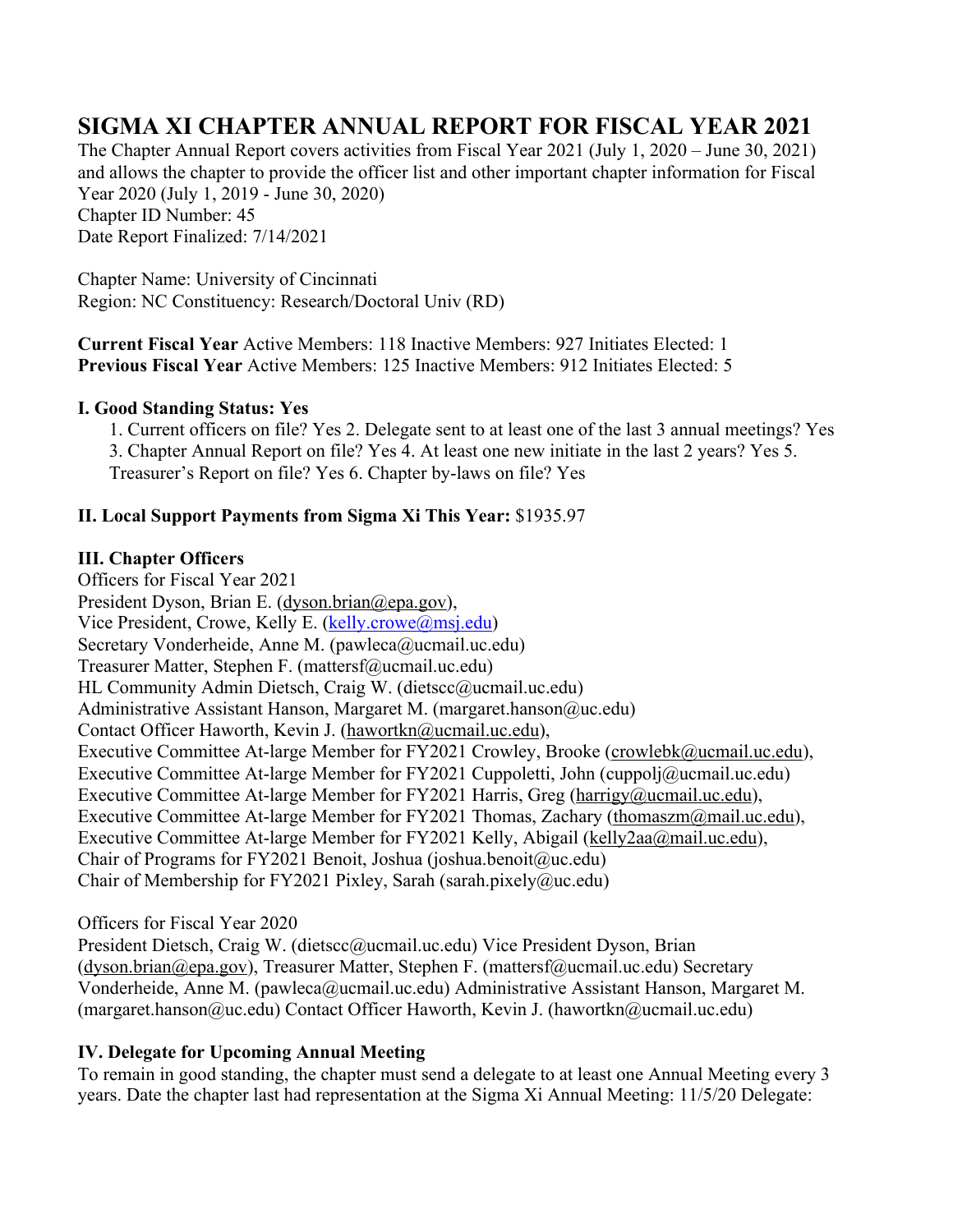# SIGMA XI CHAPTER ANNUAL REPORT FOR FISCAL YEAR 2021

The Chapter Annual Report covers activities from Fiscal Year 2021 (July 1, 2020 – June 30, 2021) and allows the chapter to provide the officer list and other important chapter information for Fiscal Year 2020 (July 1, 2019 - June 30, 2020)
Chapter ID Number: 45
Date Report Finalized: 7/14/2021

Chapter Name: University of Cincinnati
Region: NC Constituency: Research/Doctoral Univ (RD)

**Current Fiscal Year** Active Members: 118 Inactive Members: 927 Initiates Elected: 1
**Previous Fiscal Year** Active Members: 125 Inactive Members: 912 Initiates Elected: 5

### I. Good Standing Status: Yes

1. Current officers on file? Yes 2. Delegate sent to at least one of the last 3 annual meetings? Yes 3. Chapter Annual Report on file? Yes 4. At least one new initiate in the last 2 years? Yes 5. Treasurer's Report on file? Yes 6. Chapter by-laws on file? Yes

### II. Local Support Payments from Sigma Xi This Year: $1935.97

### III. Chapter Officers

Officers for Fiscal Year 2021
President Dyson, Brian E. (dyson.brian@epa.gov),
Vice President, Crowe, Kelly E. (kelly.crowe@msj.edu)
Secretary Vonderheide, Anne M. (pawleca@ucmail.uc.edu)
Treasurer Matter, Stephen F. (mattersf@ucmail.uc.edu)
HL Community Admin Dietsch, Craig W. (dietscc@ucmail.uc.edu)
Administrative Assistant Hanson, Margaret M. (margaret.hanson@uc.edu)
Contact Officer Haworth, Kevin J. (hawortkn@ucmail.uc.edu),
Executive Committee At-large Member for FY2021 Crowley, Brooke (crowlebk@ucmail.uc.edu),
Executive Committee At-large Member for FY2021 Cuppoletti, John (cuppolj@ucmail.uc.edu)
Executive Committee At-large Member for FY2021 Harris, Greg (harrigy@ucmail.uc.edu),
Executive Committee At-large Member for FY2021 Thomas, Zachary (thomaszm@mail.uc.edu),
Executive Committee At-large Member for FY2021 Kelly, Abigail (kelly2aa@mail.uc.edu),
Chair of Programs for FY2021 Benoit, Joshua (joshua.benoit@uc.edu)
Chair of Membership for FY2021 Pixley, Sarah (sarah.pixely@uc.edu)

Officers for Fiscal Year 2020
President Dietsch, Craig W. (dietscc@ucmail.uc.edu) Vice President Dyson, Brian (dyson.brian@epa.gov), Treasurer Matter, Stephen F. (mattersf@ucmail.uc.edu) Secretary Vonderheide, Anne M. (pawleca@ucmail.uc.edu) Administrative Assistant Hanson, Margaret M. (margaret.hanson@uc.edu) Contact Officer Haworth, Kevin J. (hawortkn@ucmail.uc.edu)

### IV. Delegate for Upcoming Annual Meeting

To remain in good standing, the chapter must send a delegate to at least one Annual Meeting every 3 years. Date the chapter last had representation at the Sigma Xi Annual Meeting: 11/5/20 Delegate: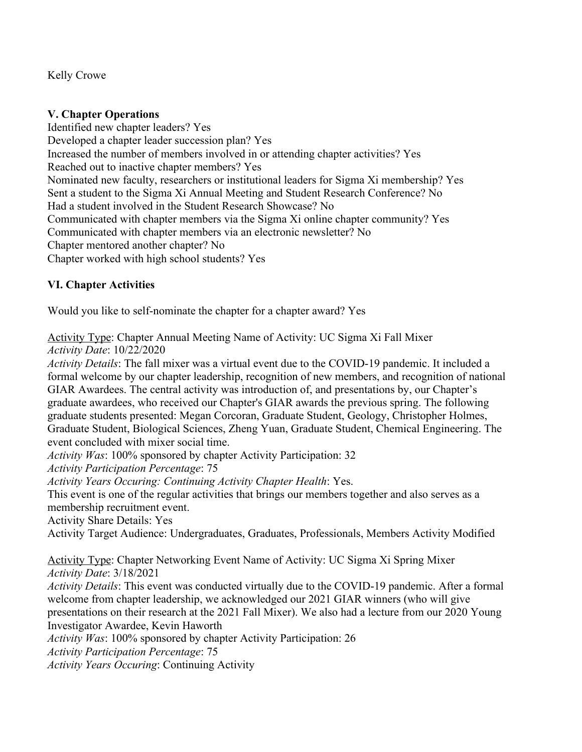Kelly Crowe

### V. Chapter Operations

Identified new chapter leaders? Yes
Developed a chapter leader succession plan? Yes
Increased the number of members involved in or attending chapter activities? Yes
Reached out to inactive chapter members? Yes
Nominated new faculty, researchers or institutional leaders for Sigma Xi membership? Yes
Sent a student to the Sigma Xi Annual Meeting and Student Research Conference? No
Had a student involved in the Student Research Showcase? No
Communicated with chapter members via the Sigma Xi online chapter community? Yes
Communicated with chapter members via an electronic newsletter? No
Chapter mentored another chapter? No
Chapter worked with high school students? Yes

### VI. Chapter Activities

Would you like to self-nominate the chapter for a chapter award? Yes

<u>Activity Type</u>: Chapter Annual Meeting Name of Activity: UC Sigma Xi Fall Mixer
*Activity Date*: 10/22/2020
*Activity Details*: The fall mixer was a virtual event due to the COVID-19 pandemic. It included a formal welcome by our chapter leadership, recognition of new members, and recognition of national GIAR Awardees. The central activity was introduction of, and presentations by, our Chapter's graduate awardees, who received our Chapter's GIAR awards the previous spring. The following graduate students presented: Megan Corcoran, Graduate Student, Geology, Christopher Holmes, Graduate Student, Biological Sciences, Zheng Yuan, Graduate Student, Chemical Engineering. The event concluded with mixer social time.
*Activity Was*: 100% sponsored by chapter Activity Participation: 32
*Activity Participation Percentage*: 75
*Activity Years Occuring: Continuing Activity Chapter Health*: Yes.
This event is one of the regular activities that brings our members together and also serves as a membership recruitment event.
Activity Share Details: Yes
Activity Target Audience: Undergraduates, Graduates, Professionals, Members Activity Modified

<u>Activity Type</u>: Chapter Networking Event Name of Activity: UC Sigma Xi Spring Mixer
*Activity Date*: 3/18/2021
*Activity Details*: This event was conducted virtually due to the COVID-19 pandemic. After a formal welcome from chapter leadership, we acknowledged our 2021 GIAR winners (who will give presentations on their research at the 2021 Fall Mixer). We also had a lecture from our 2020 Young Investigator Awardee, Kevin Haworth
*Activity Was*: 100% sponsored by chapter Activity Participation: 26
*Activity Participation Percentage*: 75
*Activity Years Occuring*: Continuing Activity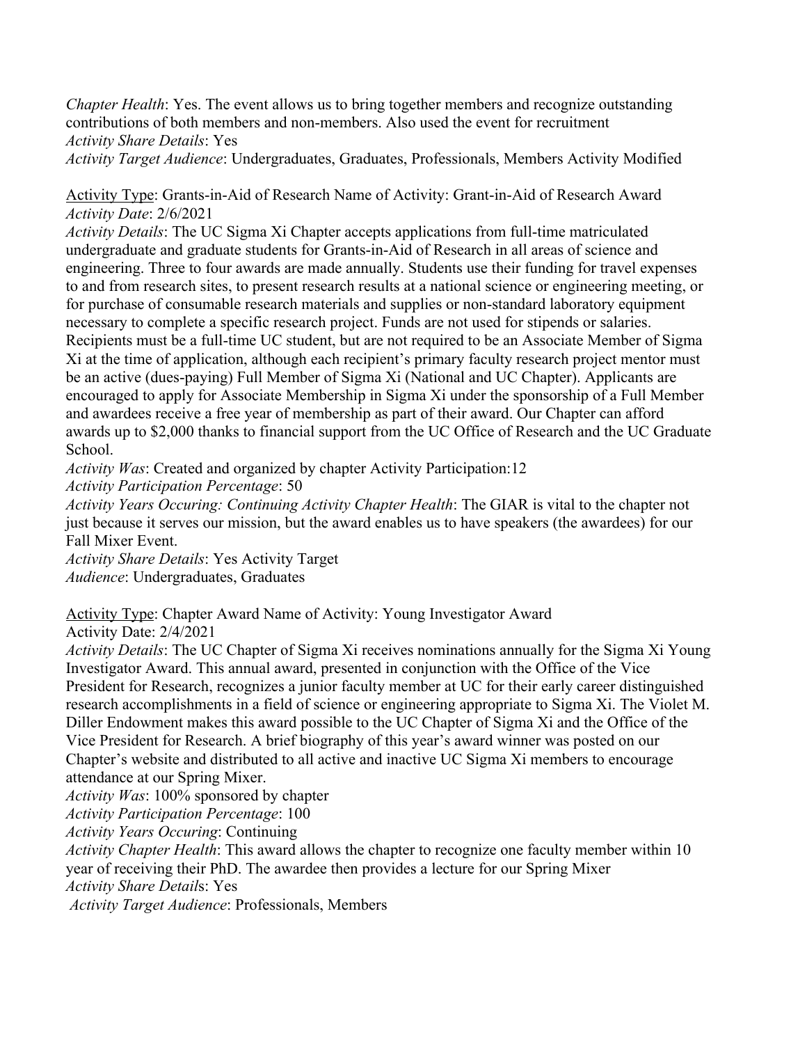*Chapter Health*: Yes. The event allows us to bring together members and recognize outstanding contributions of both members and non-members. Also used the event for recruitment
*Activity Share Details*: Yes
*Activity Target Audience*: Undergraduates, Graduates, Professionals, Members Activity Modified

Activity Type: Grants-in-Aid of Research Name of Activity: Grant-in-Aid of Research Award
*Activity Date*: 2/6/2021
*Activity Details*: The UC Sigma Xi Chapter accepts applications from full-time matriculated undergraduate and graduate students for Grants-in-Aid of Research in all areas of science and engineering. Three to four awards are made annually. Students use their funding for travel expenses to and from research sites, to present research results at a national science or engineering meeting, or for purchase of consumable research materials and supplies or non-standard laboratory equipment necessary to complete a specific research project. Funds are not used for stipends or salaries. Recipients must be a full-time UC student, but are not required to be an Associate Member of Sigma Xi at the time of application, although each recipient's primary faculty research project mentor must be an active (dues-paying) Full Member of Sigma Xi (National and UC Chapter). Applicants are encouraged to apply for Associate Membership in Sigma Xi under the sponsorship of a Full Member and awardees receive a free year of membership as part of their award. Our Chapter can afford awards up to $2,000 thanks to financial support from the UC Office of Research and the UC Graduate School.
*Activity Was*: Created and organized by chapter Activity Participation:12
*Activity Participation Percentage*: 50
*Activity Years Occuring: Continuing Activity Chapter Health*: The GIAR is vital to the chapter not just because it serves our mission, but the award enables us to have speakers (the awardees) for our Fall Mixer Event.
*Activity Share Details*: Yes Activity Target
*Audience*: Undergraduates, Graduates

Activity Type: Chapter Award Name of Activity: Young Investigator Award
Activity Date: 2/4/2021
*Activity Details*: The UC Chapter of Sigma Xi receives nominations annually for the Sigma Xi Young Investigator Award. This annual award, presented in conjunction with the Office of the Vice President for Research, recognizes a junior faculty member at UC for their early career distinguished research accomplishments in a field of science or engineering appropriate to Sigma Xi. The Violet M. Diller Endowment makes this award possible to the UC Chapter of Sigma Xi and the Office of the Vice President for Research. A brief biography of this year's award winner was posted on our Chapter's website and distributed to all active and inactive UC Sigma Xi members to encourage attendance at our Spring Mixer.
*Activity Was*: 100% sponsored by chapter
*Activity Participation Percentage*: 100
*Activity Years Occuring*: Continuing
*Activity Chapter Health*: This award allows the chapter to recognize one faculty member within 10 year of receiving their PhD. The awardee then provides a lecture for our Spring Mixer
*Activity Share Details*: Yes
*Activity Target Audience*: Professionals, Members